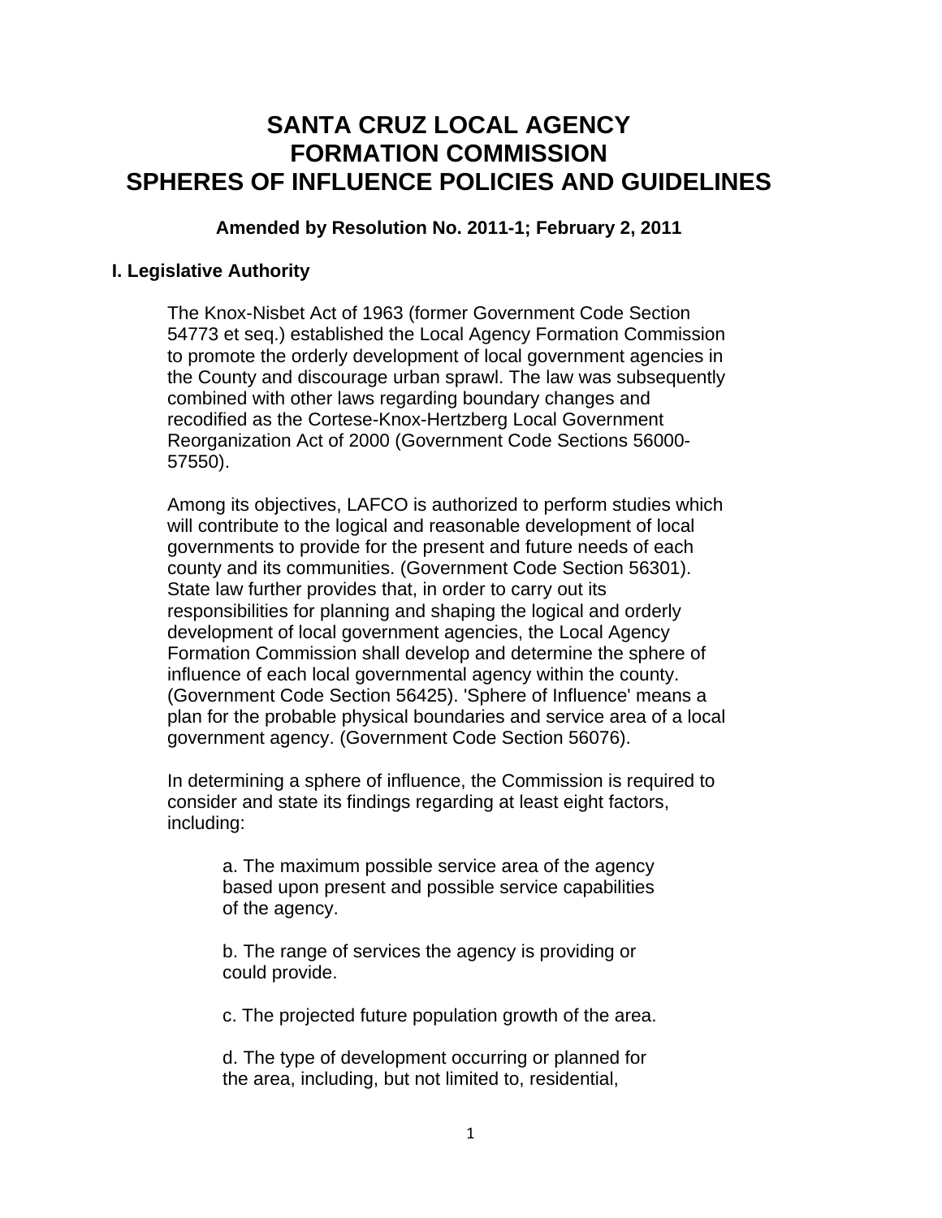# SANTA CRUZ LOCAL AGENCY FORMATION COMMISSION SPHERES OF INFLUENCE POLICIES AND GUIDELINES

**Amended by Resolution No. 2011-1; February 2, 2011**

## I. Legislative Authority

The Knox-Nisbet Act of 1963 (former Government Code Section 54773 et seq.) established the Local Agency Formation Commission to promote the orderly development of local government agencies in the County and discourage urban sprawl. The law was subsequently combined with other laws regarding boundary changes and recodified as the Cortese-Knox-Hertzberg Local Government Reorganization Act of 2000 (Government Code Sections 56000-57550).

Among its objectives, LAFCO is authorized to perform studies which will contribute to the logical and reasonable development of local governments to provide for the present and future needs of each county and its communities. (Government Code Section 56301). State law further provides that, in order to carry out its responsibilities for planning and shaping the logical and orderly development of local government agencies, the Local Agency Formation Commission shall develop and determine the sphere of influence of each local governmental agency within the county. (Government Code Section 56425). 'Sphere of Influence' means a plan for the probable physical boundaries and service area of a local government agency. (Government Code Section 56076).

In determining a sphere of influence, the Commission is required to consider and state its findings regarding at least eight factors, including:

a. The maximum possible service area of the agency based upon present and possible service capabilities of the agency.

b. The range of services the agency is providing or could provide.

c. The projected future population growth of the area.

d. The type of development occurring or planned for the area, including, but not limited to, residential,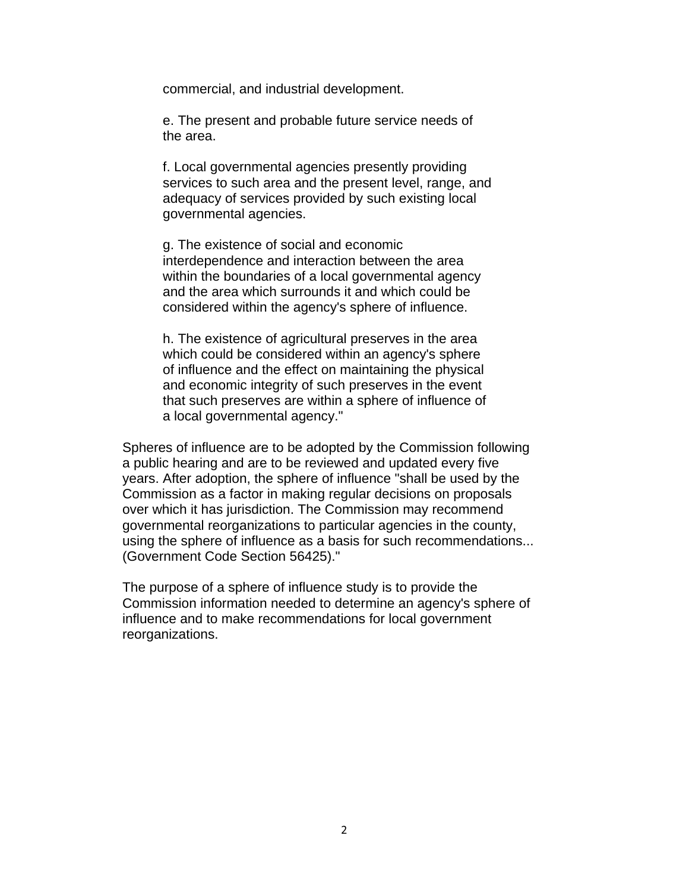commercial, and industrial development.

e. The present and probable future service needs of the area.

f. Local governmental agencies presently providing services to such area and the present level, range, and adequacy of services provided by such existing local governmental agencies.

g. The existence of social and economic interdependence and interaction between the area within the boundaries of a local governmental agency and the area which surrounds it and which could be considered within the agency's sphere of influence.

h. The existence of agricultural preserves in the area which could be considered within an agency's sphere of influence and the effect on maintaining the physical and economic integrity of such preserves in the event that such preserves are within a sphere of influence of a local governmental agency."

Spheres of influence are to be adopted by the Commission following a public hearing and are to be reviewed and updated every five years. After adoption, the sphere of influence "shall be used by the Commission as a factor in making regular decisions on proposals over which it has jurisdiction. The Commission may recommend governmental reorganizations to particular agencies in the county, using the sphere of influence as a basis for such recommendations... (Government Code Section 56425)."

The purpose of a sphere of influence study is to provide the Commission information needed to determine an agency's sphere of influence and to make recommendations for local government reorganizations.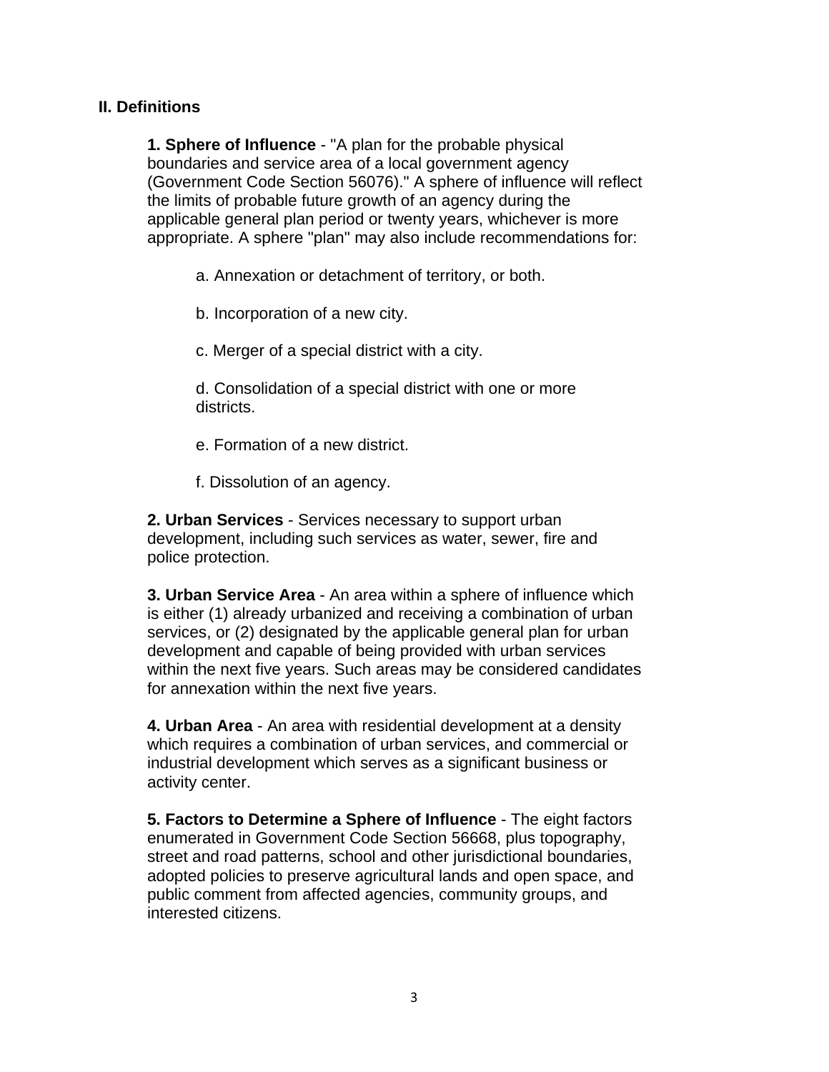## II. Definitions

**1. Sphere of Influence** - "A plan for the probable physical boundaries and service area of a local government agency (Government Code Section 56076)." A sphere of influence will reflect the limits of probable future growth of an agency during the applicable general plan period or twenty years, whichever is more appropriate. A sphere "plan" may also include recommendations for:

a. Annexation or detachment of territory, or both.

b. Incorporation of a new city.

c. Merger of a special district with a city.

d. Consolidation of a special district with one or more districts.

e. Formation of a new district.

f. Dissolution of an agency.

**2. Urban Services** - Services necessary to support urban development, including such services as water, sewer, fire and police protection.

**3. Urban Service Area** - An area within a sphere of influence which is either (1) already urbanized and receiving a combination of urban services, or (2) designated by the applicable general plan for urban development and capable of being provided with urban services within the next five years. Such areas may be considered candidates for annexation within the next five years.

**4. Urban Area** - An area with residential development at a density which requires a combination of urban services, and commercial or industrial development which serves as a significant business or activity center.

**5. Factors to Determine a Sphere of Influence** - The eight factors enumerated in Government Code Section 56668, plus topography, street and road patterns, school and other jurisdictional boundaries, adopted policies to preserve agricultural lands and open space, and public comment from affected agencies, community groups, and interested citizens.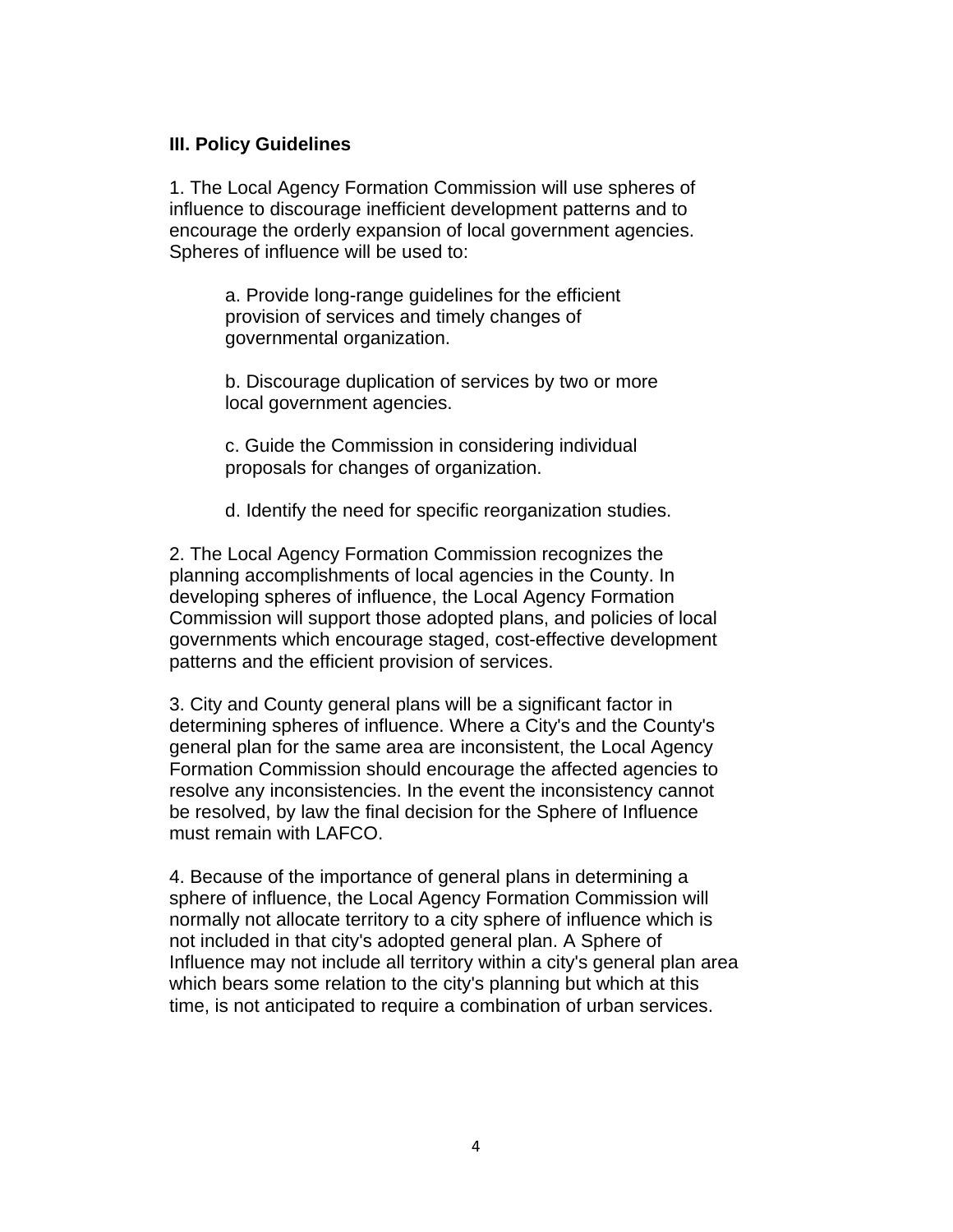**III. Policy Guidelines**

1. The Local Agency Formation Commission will use spheres of influence to discourage inefficient development patterns and to encourage the orderly expansion of local government agencies. Spheres of influence will be used to:

    a. Provide long-range guidelines for the efficient provision of services and timely changes of governmental organization.

    b. Discourage duplication of services by two or more local government agencies.

    c. Guide the Commission in considering individual proposals for changes of organization.

    d. Identify the need for specific reorganization studies.

2. The Local Agency Formation Commission recognizes the planning accomplishments of local agencies in the County. In developing spheres of influence, the Local Agency Formation Commission will support those adopted plans, and policies of local governments which encourage staged, cost-effective development patterns and the efficient provision of services.

3. City and County general plans will be a significant factor in determining spheres of influence. Where a City's and the County's general plan for the same area are inconsistent, the Local Agency Formation Commission should encourage the affected agencies to resolve any inconsistencies. In the event the inconsistency cannot be resolved, by law the final decision for the Sphere of Influence must remain with LAFCO.

4. Because of the importance of general plans in determining a sphere of influence, the Local Agency Formation Commission will normally not allocate territory to a city sphere of influence which is not included in that city's adopted general plan. A Sphere of Influence may not include all territory within a city's general plan area which bears some relation to the city's planning but which at this time, is not anticipated to require a combination of urban services.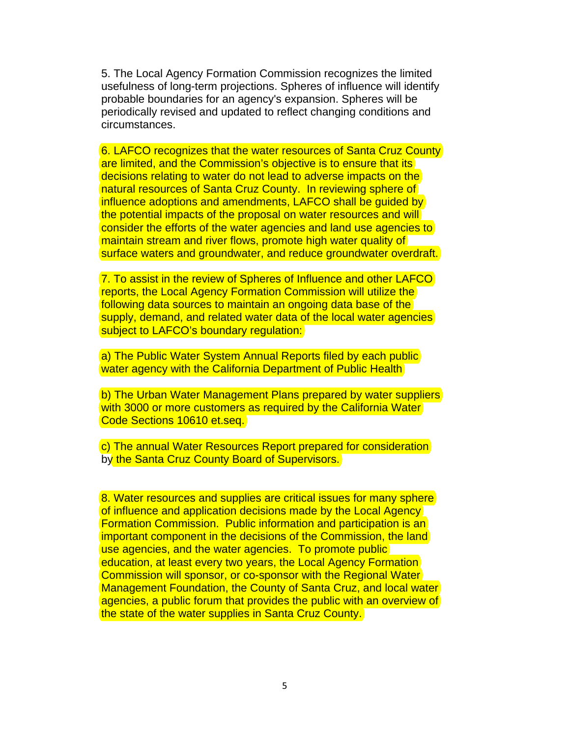5. The Local Agency Formation Commission recognizes the limited usefulness of long-term projections. Spheres of influence will identify probable boundaries for an agency's expansion. Spheres will be periodically revised and updated to reflect changing conditions and circumstances.

6. LAFCO recognizes that the water resources of Santa Cruz County are limited, and the Commission's objective is to ensure that its decisions relating to water do not lead to adverse impacts on the natural resources of Santa Cruz County. In reviewing sphere of influence adoptions and amendments, LAFCO shall be guided by the potential impacts of the proposal on water resources and will consider the efforts of the water agencies and land use agencies to maintain stream and river flows, promote high water quality of surface waters and groundwater, and reduce groundwater overdraft.

7. To assist in the review of Spheres of Influence and other LAFCO reports, the Local Agency Formation Commission will utilize the following data sources to maintain an ongoing data base of the supply, demand, and related water data of the local water agencies subject to LAFCO's boundary regulation:

a) The Public Water System Annual Reports filed by each public water agency with the California Department of Public Health

b) The Urban Water Management Plans prepared by water suppliers with 3000 or more customers as required by the California Water Code Sections 10610 et.seq.

c) The annual Water Resources Report prepared for consideration by the Santa Cruz County Board of Supervisors.

8. Water resources and supplies are critical issues for many sphere of influence and application decisions made by the Local Agency Formation Commission. Public information and participation is an important component in the decisions of the Commission, the land use agencies, and the water agencies. To promote public education, at least every two years, the Local Agency Formation Commission will sponsor, or co-sponsor with the Regional Water Management Foundation, the County of Santa Cruz, and local water agencies, a public forum that provides the public with an overview of the state of the water supplies in Santa Cruz County.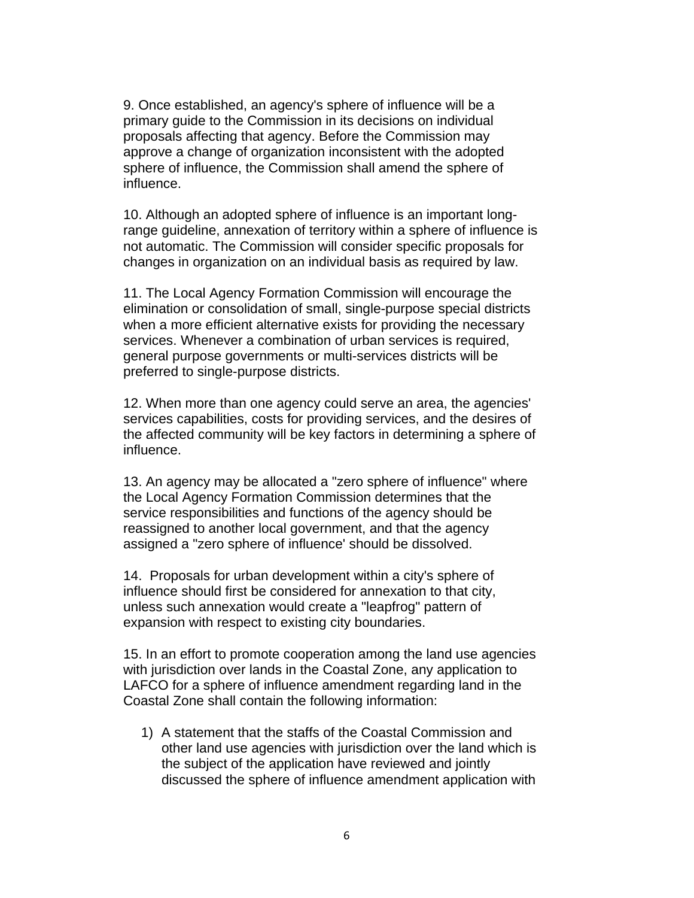9. Once established, an agency's sphere of influence will be a primary guide to the Commission in its decisions on individual proposals affecting that agency. Before the Commission may approve a change of organization inconsistent with the adopted sphere of influence, the Commission shall amend the sphere of influence.

10. Although an adopted sphere of influence is an important long-range guideline, annexation of territory within a sphere of influence is not automatic. The Commission will consider specific proposals for changes in organization on an individual basis as required by law.

11. The Local Agency Formation Commission will encourage the elimination or consolidation of small, single-purpose special districts when a more efficient alternative exists for providing the necessary services. Whenever a combination of urban services is required, general purpose governments or multi-services districts will be preferred to single-purpose districts.

12. When more than one agency could serve an area, the agencies' services capabilities, costs for providing services, and the desires of the affected community will be key factors in determining a sphere of influence.

13. An agency may be allocated a "zero sphere of influence" where the Local Agency Formation Commission determines that the service responsibilities and functions of the agency should be reassigned to another local government, and that the agency assigned a "zero sphere of influence' should be dissolved.

14. Proposals for urban development within a city's sphere of influence should first be considered for annexation to that city, unless such annexation would create a "leapfrog" pattern of expansion with respect to existing city boundaries.

15. In an effort to promote cooperation among the land use agencies with jurisdiction over lands in the Coastal Zone, any application to LAFCO for a sphere of influence amendment regarding land in the Coastal Zone shall contain the following information:

1) A statement that the staffs of the Coastal Commission and other land use agencies with jurisdiction over the land which is the subject of the application have reviewed and jointly discussed the sphere of influence amendment application with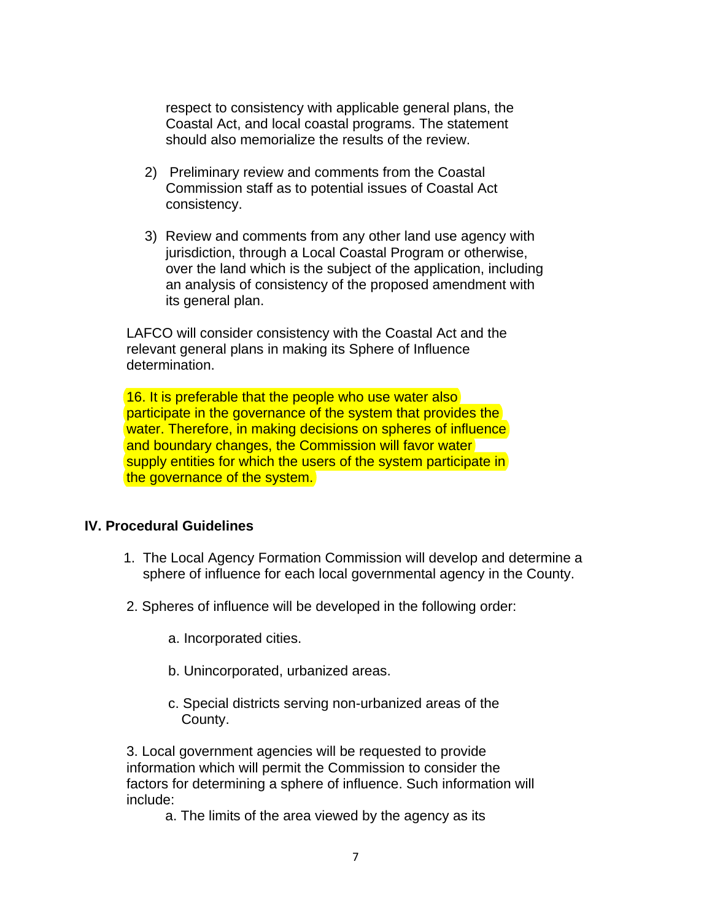respect to consistency with applicable general plans, the Coastal Act, and local coastal programs. The statement should also memorialize the results of the review.

2) Preliminary review and comments from the Coastal Commission staff as to potential issues of Coastal Act consistency.

3) Review and comments from any other land use agency with jurisdiction, through a Local Coastal Program or otherwise, over the land which is the subject of the application, including an analysis of consistency of the proposed amendment with its general plan.

LAFCO will consider consistency with the Coastal Act and the relevant general plans in making its Sphere of Influence determination.

16. It is preferable that the people who use water also participate in the governance of the system that provides the water. Therefore, in making decisions on spheres of influence and boundary changes, the Commission will favor water supply entities for which the users of the system participate in the governance of the system.

## IV. Procedural Guidelines

1. The Local Agency Formation Commission will develop and determine a sphere of influence for each local governmental agency in the County.

2. Spheres of influence will be developed in the following order:

   a. Incorporated cities.

   b. Unincorporated, urbanized areas.

   c. Special districts serving non-urbanized areas of the County.

3. Local government agencies will be requested to provide information which will permit the Commission to consider the factors for determining a sphere of influence. Such information will include:

   a. The limits of the area viewed by the agency as its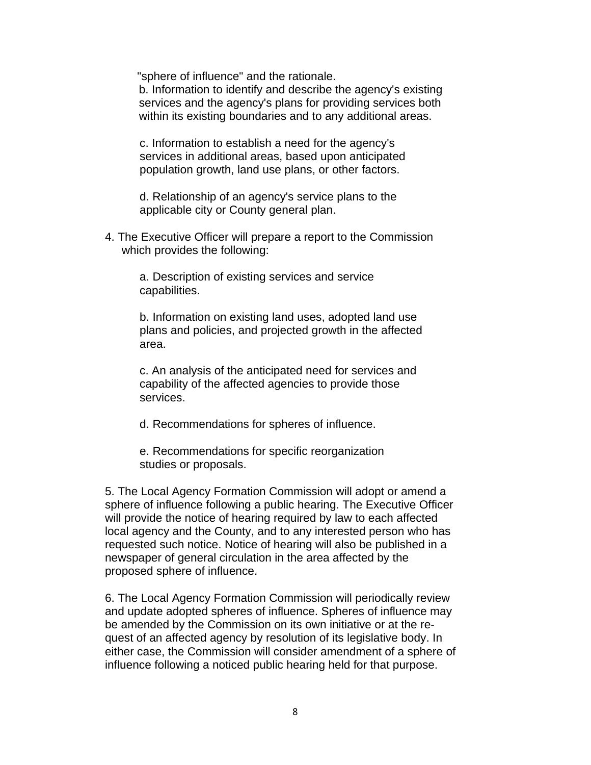"sphere of influence" and the rationale.

b. Information to identify and describe the agency's existing services and the agency's plans for providing services both within its existing boundaries and to any additional areas.

c. Information to establish a need for the agency's services in additional areas, based upon anticipated population growth, land use plans, or other factors.

d. Relationship of an agency's service plans to the applicable city or County general plan.

4. The Executive Officer will prepare a report to the Commission which provides the following:

   a. Description of existing services and service capabilities.

   b. Information on existing land uses, adopted land use plans and policies, and projected growth in the affected area.

   c. An analysis of the anticipated need for services and capability of the affected agencies to provide those services.

   d. Recommendations for spheres of influence.

   e. Recommendations for specific reorganization studies or proposals.

5. The Local Agency Formation Commission will adopt or amend a sphere of influence following a public hearing. The Executive Officer will provide the notice of hearing required by law to each affected local agency and the County, and to any interested person who has requested such notice. Notice of hearing will also be published in a newspaper of general circulation in the area affected by the proposed sphere of influence.

6. The Local Agency Formation Commission will periodically review and update adopted spheres of influence. Spheres of influence may be amended by the Commission on its own initiative or at the request of an affected agency by resolution of its legislative body. In either case, the Commission will consider amendment of a sphere of influence following a noticed public hearing held for that purpose.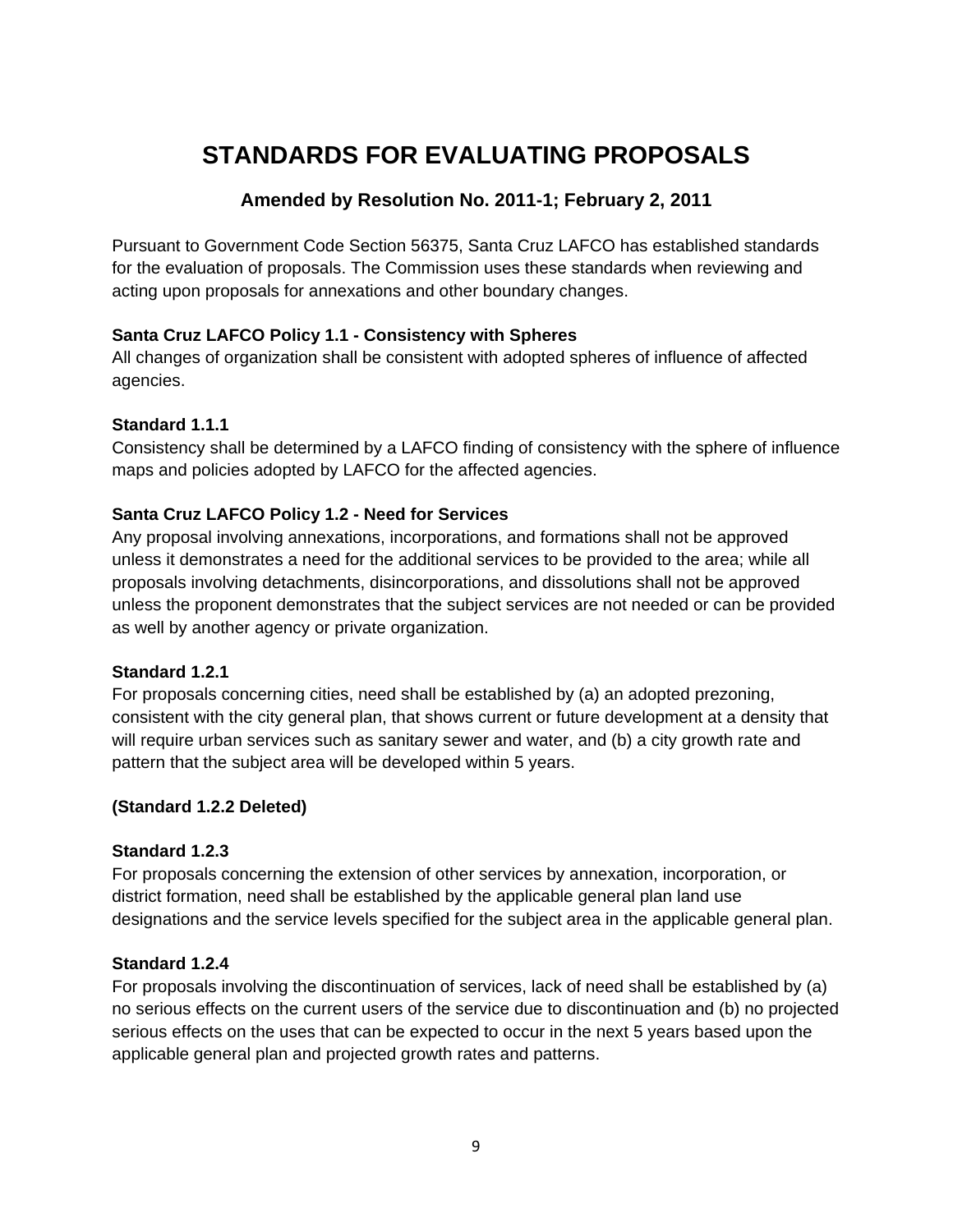# STANDARDS FOR EVALUATING PROPOSALS

### Amended by Resolution No. 2011-1; February 2, 2011

Pursuant to Government Code Section 56375, Santa Cruz LAFCO has established standards for the evaluation of proposals. The Commission uses these standards when reviewing and acting upon proposals for annexations and other boundary changes.

**Santa Cruz LAFCO Policy 1.1 - Consistency with Spheres**
All changes of organization shall be consistent with adopted spheres of influence of affected agencies.

**Standard 1.1.1**
Consistency shall be determined by a LAFCO finding of consistency with the sphere of influence maps and policies adopted by LAFCO for the affected agencies.

**Santa Cruz LAFCO Policy 1.2 - Need for Services**
Any proposal involving annexations, incorporations, and formations shall not be approved unless it demonstrates a need for the additional services to be provided to the area; while all proposals involving detachments, disincorporations, and dissolutions shall not be approved unless the proponent demonstrates that the subject services are not needed or can be provided as well by another agency or private organization.

**Standard 1.2.1**
For proposals concerning cities, need shall be established by (a) an adopted prezoning, consistent with the city general plan, that shows current or future development at a density that will require urban services such as sanitary sewer and water, and (b) a city growth rate and pattern that the subject area will be developed within 5 years.

**(Standard 1.2.2 Deleted)**

**Standard 1.2.3**
For proposals concerning the extension of other services by annexation, incorporation, or district formation, need shall be established by the applicable general plan land use designations and the service levels specified for the subject area in the applicable general plan.

**Standard 1.2.4**
For proposals involving the discontinuation of services, lack of need shall be established by (a) no serious effects on the current users of the service due to discontinuation and (b) no projected serious effects on the uses that can be expected to occur in the next 5 years based upon the applicable general plan and projected growth rates and patterns.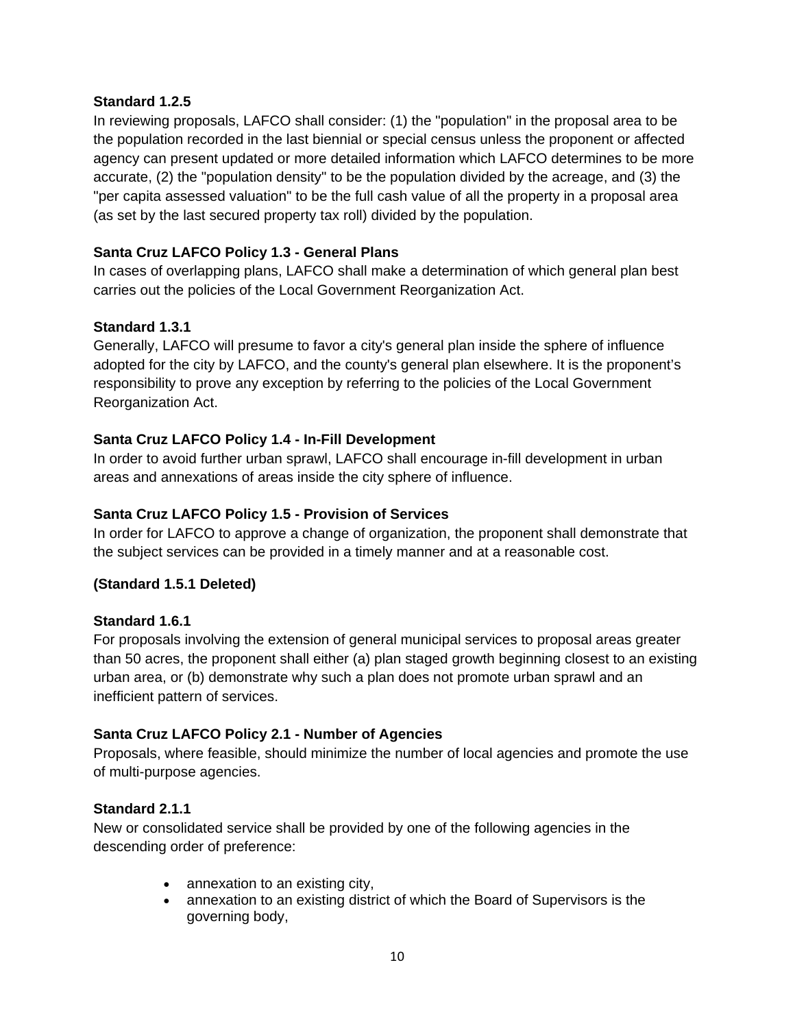**Standard 1.2.5**

In reviewing proposals, LAFCO shall consider: (1) the "population" in the proposal area to be the population recorded in the last biennial or special census unless the proponent or affected agency can present updated or more detailed information which LAFCO determines to be more accurate, (2) the "population density" to be the population divided by the acreage, and (3) the "per capita assessed valuation" to be the full cash value of all the property in a proposal area (as set by the last secured property tax roll) divided by the population.

**Santa Cruz LAFCO Policy 1.3 - General Plans**

In cases of overlapping plans, LAFCO shall make a determination of which general plan best carries out the policies of the Local Government Reorganization Act.

**Standard 1.3.1**

Generally, LAFCO will presume to favor a city's general plan inside the sphere of influence adopted for the city by LAFCO, and the county's general plan elsewhere. It is the proponent's responsibility to prove any exception by referring to the policies of the Local Government Reorganization Act.

**Santa Cruz LAFCO Policy 1.4 - In-Fill Development**

In order to avoid further urban sprawl, LAFCO shall encourage in-fill development in urban areas and annexations of areas inside the city sphere of influence.

**Santa Cruz LAFCO Policy 1.5 - Provision of Services**

In order for LAFCO to approve a change of organization, the proponent shall demonstrate that the subject services can be provided in a timely manner and at a reasonable cost.

**(Standard 1.5.1 Deleted)**

**Standard 1.6.1**

For proposals involving the extension of general municipal services to proposal areas greater than 50 acres, the proponent shall either (a) plan staged growth beginning closest to an existing urban area, or (b) demonstrate why such a plan does not promote urban sprawl and an inefficient pattern of services.

**Santa Cruz LAFCO Policy 2.1 - Number of Agencies**

Proposals, where feasible, should minimize the number of local agencies and promote the use of multi-purpose agencies.

**Standard 2.1.1**

New or consolidated service shall be provided by one of the following agencies in the descending order of preference:

- annexation to an existing city,
- annexation to an existing district of which the Board of Supervisors is the governing body,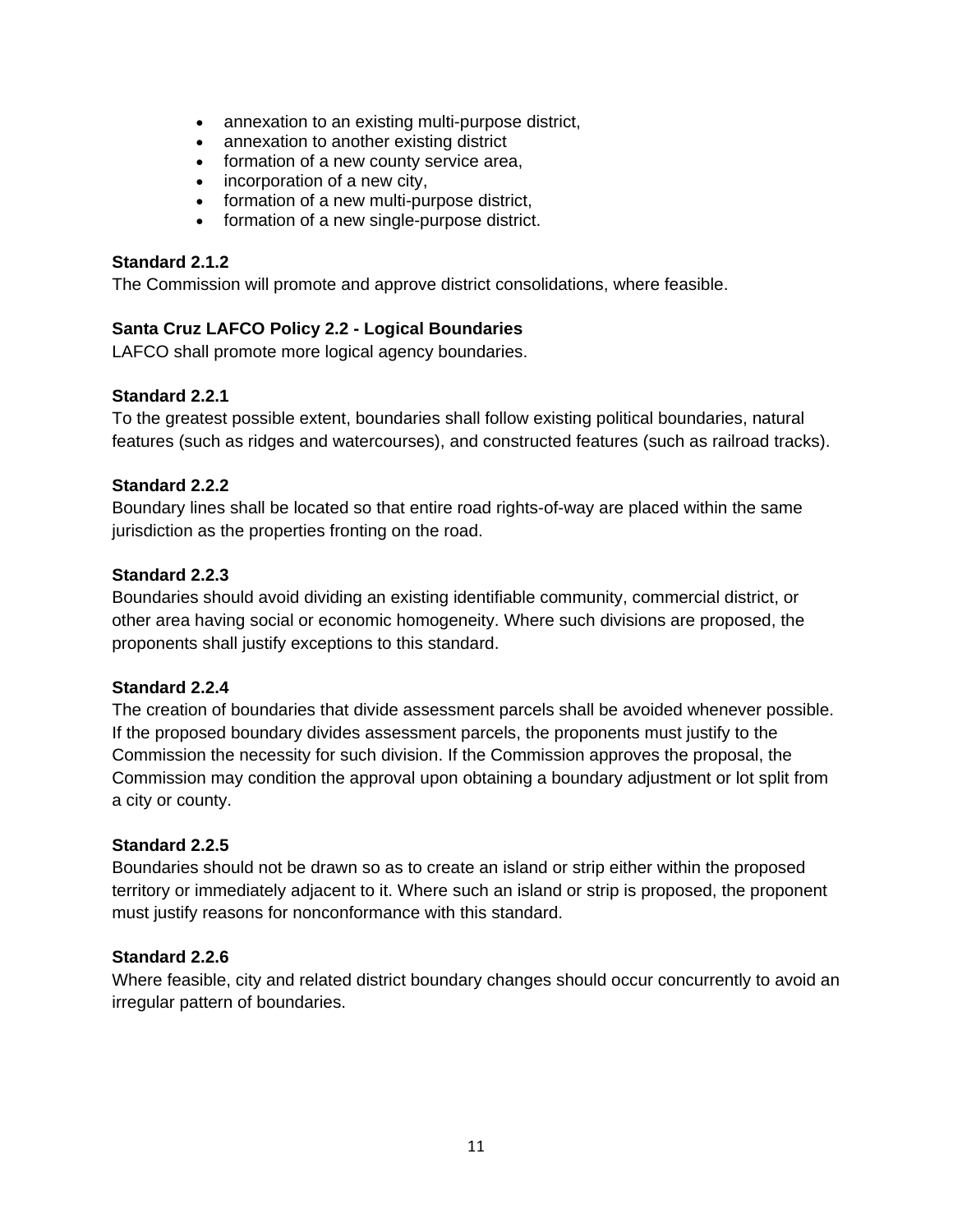- annexation to an existing multi-purpose district,
- annexation to another existing district
- formation of a new county service area,
- incorporation of a new city,
- formation of a new multi-purpose district,
- formation of a new single-purpose district.

**Standard 2.1.2**
The Commission will promote and approve district consolidations, where feasible.

**Santa Cruz LAFCO Policy 2.2 - Logical Boundaries**
LAFCO shall promote more logical agency boundaries.

**Standard 2.2.1**
To the greatest possible extent, boundaries shall follow existing political boundaries, natural features (such as ridges and watercourses), and constructed features (such as railroad tracks).

**Standard 2.2.2**
Boundary lines shall be located so that entire road rights-of-way are placed within the same jurisdiction as the properties fronting on the road.

**Standard 2.2.3**
Boundaries should avoid dividing an existing identifiable community, commercial district, or other area having social or economic homogeneity. Where such divisions are proposed, the proponents shall justify exceptions to this standard.

**Standard 2.2.4**
The creation of boundaries that divide assessment parcels shall be avoided whenever possible. If the proposed boundary divides assessment parcels, the proponents must justify to the Commission the necessity for such division. If the Commission approves the proposal, the Commission may condition the approval upon obtaining a boundary adjustment or lot split from a city or county.

**Standard 2.2.5**
Boundaries should not be drawn so as to create an island or strip either within the proposed territory or immediately adjacent to it. Where such an island or strip is proposed, the proponent must justify reasons for nonconformance with this standard.

**Standard 2.2.6**
Where feasible, city and related district boundary changes should occur concurrently to avoid an irregular pattern of boundaries.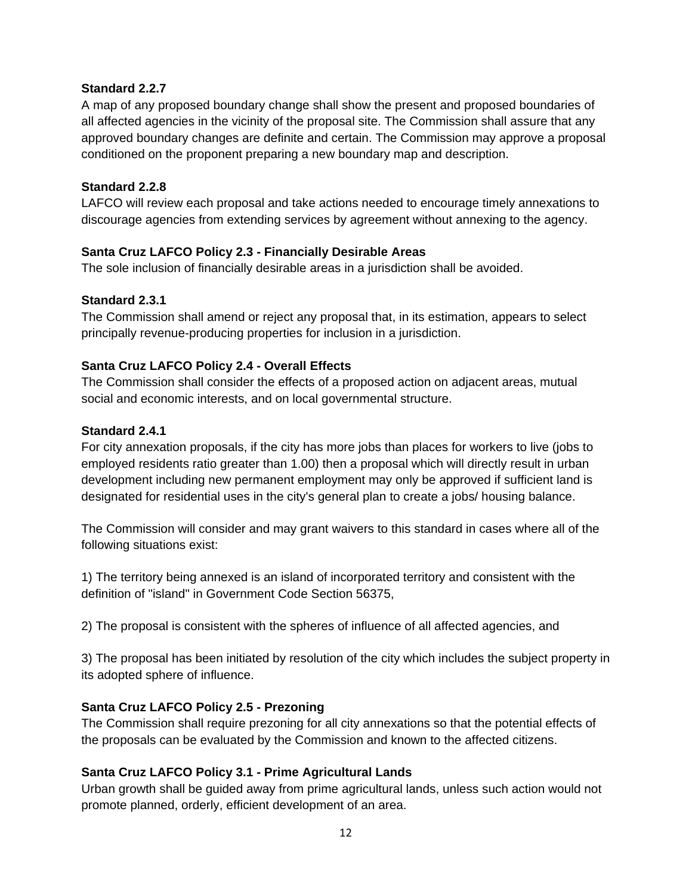**Standard 2.2.7**

A map of any proposed boundary change shall show the present and proposed boundaries of all affected agencies in the vicinity of the proposal site. The Commission shall assure that any approved boundary changes are definite and certain. The Commission may approve a proposal conditioned on the proponent preparing a new boundary map and description.

**Standard 2.2.8**

LAFCO will review each proposal and take actions needed to encourage timely annexations to discourage agencies from extending services by agreement without annexing to the agency.

**Santa Cruz LAFCO Policy 2.3 - Financially Desirable Areas**

The sole inclusion of financially desirable areas in a jurisdiction shall be avoided.

**Standard 2.3.1**

The Commission shall amend or reject any proposal that, in its estimation, appears to select principally revenue-producing properties for inclusion in a jurisdiction.

**Santa Cruz LAFCO Policy 2.4 - Overall Effects**

The Commission shall consider the effects of a proposed action on adjacent areas, mutual social and economic interests, and on local governmental structure.

**Standard 2.4.1**

For city annexation proposals, if the city has more jobs than places for workers to live (jobs to employed residents ratio greater than 1.00) then a proposal which will directly result in urban development including new permanent employment may only be approved if sufficient land is designated for residential uses in the city's general plan to create a jobs/ housing balance.

The Commission will consider and may grant waivers to this standard in cases where all of the following situations exist:

1) The territory being annexed is an island of incorporated territory and consistent with the definition of "island" in Government Code Section 56375,

2) The proposal is consistent with the spheres of influence of all affected agencies, and

3) The proposal has been initiated by resolution of the city which includes the subject property in its adopted sphere of influence.

**Santa Cruz LAFCO Policy 2.5 - Prezoning**

The Commission shall require prezoning for all city annexations so that the potential effects of the proposals can be evaluated by the Commission and known to the affected citizens.

**Santa Cruz LAFCO Policy 3.1 - Prime Agricultural Lands**

Urban growth shall be guided away from prime agricultural lands, unless such action would not promote planned, orderly, efficient development of an area.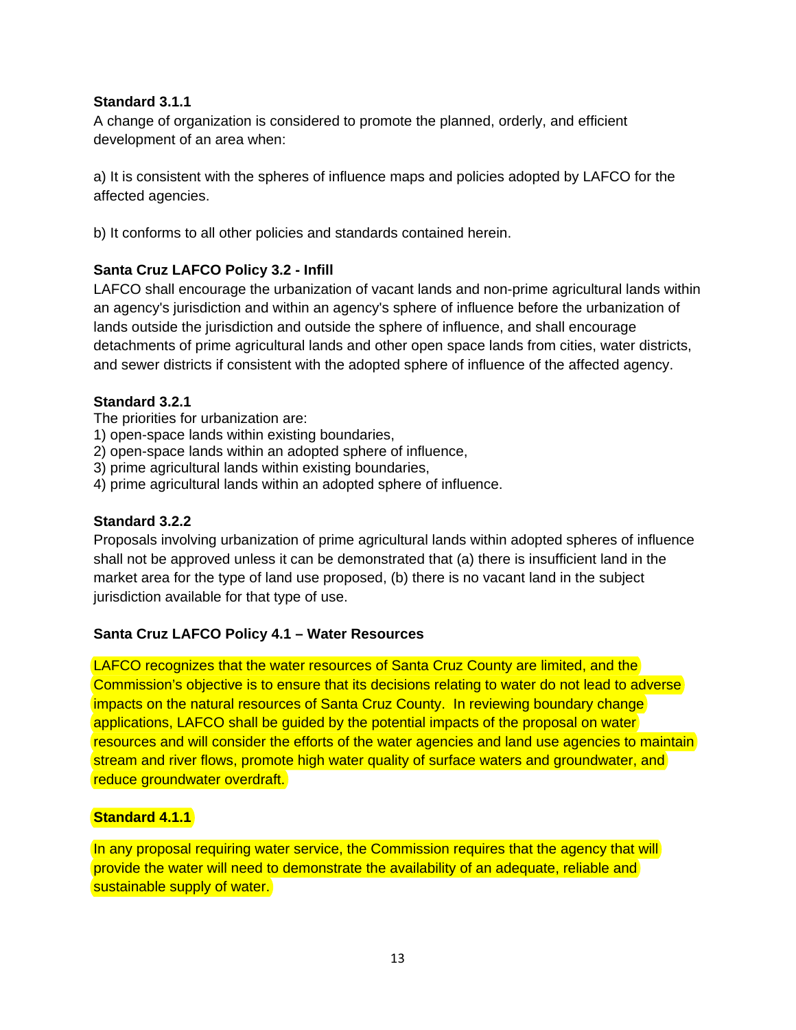**Standard 3.1.1**

A change of organization is considered to promote the planned, orderly, and efficient development of an area when:

a) It is consistent with the spheres of influence maps and policies adopted by LAFCO for the affected agencies.

b) It conforms to all other policies and standards contained herein.

**Santa Cruz LAFCO Policy 3.2 - Infill**

LAFCO shall encourage the urbanization of vacant lands and non-prime agricultural lands within an agency's jurisdiction and within an agency's sphere of influence before the urbanization of lands outside the jurisdiction and outside the sphere of influence, and shall encourage detachments of prime agricultural lands and other open space lands from cities, water districts, and sewer districts if consistent with the adopted sphere of influence of the affected agency.

**Standard 3.2.1**

The priorities for urbanization are:
1) open-space lands within existing boundaries,
2) open-space lands within an adopted sphere of influence,
3) prime agricultural lands within existing boundaries,
4) prime agricultural lands within an adopted sphere of influence.

**Standard 3.2.2**

Proposals involving urbanization of prime agricultural lands within adopted spheres of influence shall not be approved unless it can be demonstrated that (a) there is insufficient land in the market area for the type of land use proposed, (b) there is no vacant land in the subject jurisdiction available for that type of use.

**Santa Cruz LAFCO Policy 4.1 – Water Resources**

LAFCO recognizes that the water resources of Santa Cruz County are limited, and the Commission's objective is to ensure that its decisions relating to water do not lead to adverse impacts on the natural resources of Santa Cruz County. In reviewing boundary change applications, LAFCO shall be guided by the potential impacts of the proposal on water resources and will consider the efforts of the water agencies and land use agencies to maintain stream and river flows, promote high water quality of surface waters and groundwater, and reduce groundwater overdraft.

**Standard 4.1.1**

In any proposal requiring water service, the Commission requires that the agency that will provide the water will need to demonstrate the availability of an adequate, reliable and sustainable supply of water.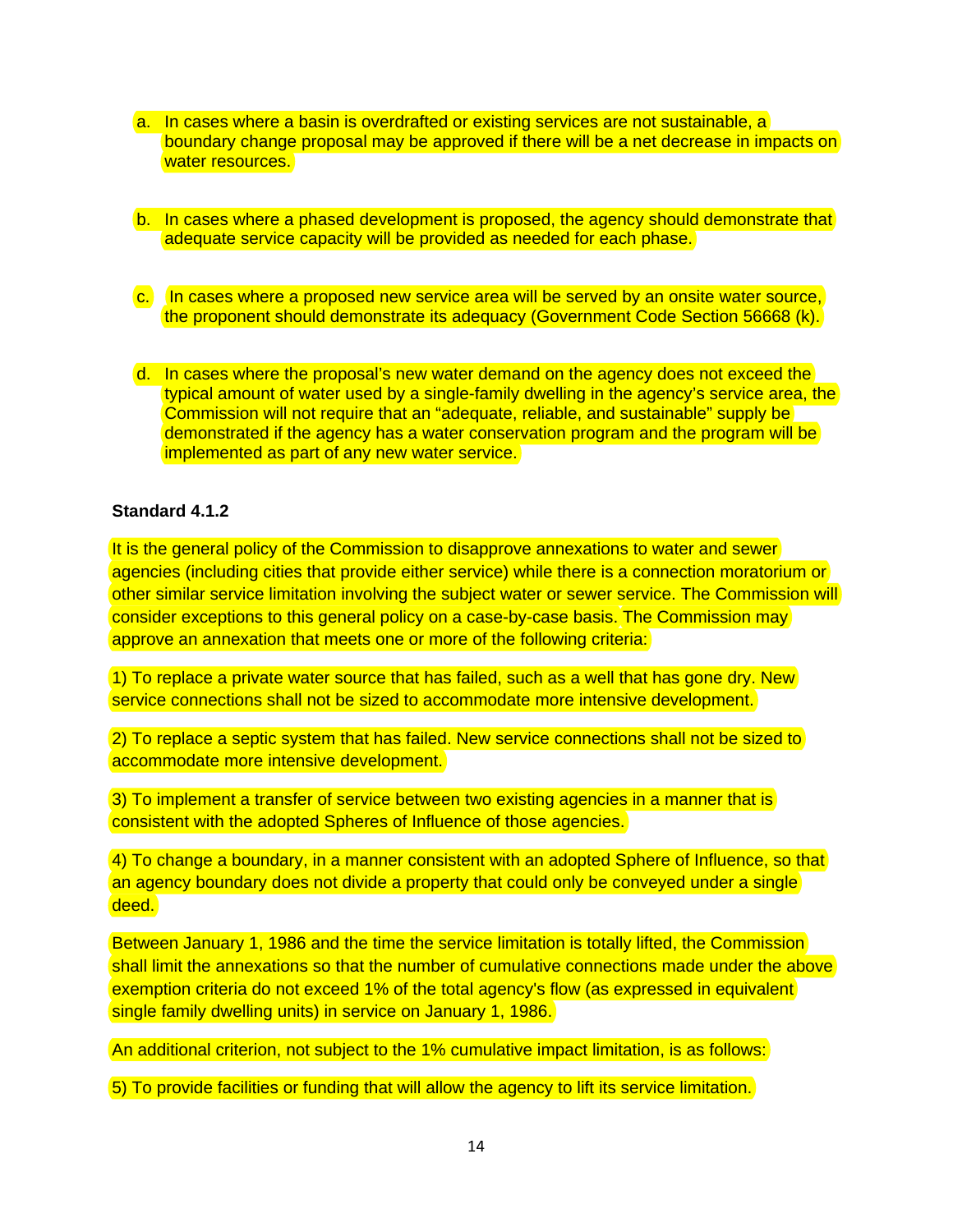a. In cases where a basin is overdrafted or existing services are not sustainable, a boundary change proposal may be approved if there will be a net decrease in impacts on water resources.

b. In cases where a phased development is proposed, the agency should demonstrate that adequate service capacity will be provided as needed for each phase.

c. In cases where a proposed new service area will be served by an onsite water source, the proponent should demonstrate its adequacy (Government Code Section 56668 (k).

d. In cases where the proposal's new water demand on the agency does not exceed the typical amount of water used by a single-family dwelling in the agency's service area, the Commission will not require that an "adequate, reliable, and sustainable" supply be demonstrated if the agency has a water conservation program and the program will be implemented as part of any new water service.

**Standard 4.1.2**

It is the general policy of the Commission to disapprove annexations to water and sewer agencies (including cities that provide either service) while there is a connection moratorium or other similar service limitation involving the subject water or sewer service. The Commission will consider exceptions to this general policy on a case-by-case basis. The Commission may approve an annexation that meets one or more of the following criteria:

1) To replace a private water source that has failed, such as a well that has gone dry. New service connections shall not be sized to accommodate more intensive development.

2) To replace a septic system that has failed. New service connections shall not be sized to accommodate more intensive development.

3) To implement a transfer of service between two existing agencies in a manner that is consistent with the adopted Spheres of Influence of those agencies.

4) To change a boundary, in a manner consistent with an adopted Sphere of Influence, so that an agency boundary does not divide a property that could only be conveyed under a single deed.

Between January 1, 1986 and the time the service limitation is totally lifted, the Commission shall limit the annexations so that the number of cumulative connections made under the above exemption criteria do not exceed 1% of the total agency's flow (as expressed in equivalent single family dwelling units) in service on January 1, 1986.

An additional criterion, not subject to the 1% cumulative impact limitation, is as follows:

5) To provide facilities or funding that will allow the agency to lift its service limitation.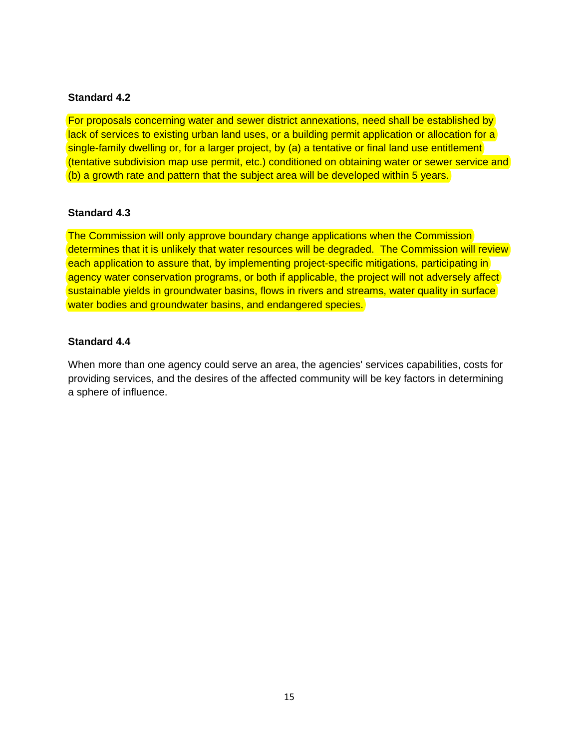**Standard 4.2**

For proposals concerning water and sewer district annexations, need shall be established by lack of services to existing urban land uses, or a building permit application or allocation for a single-family dwelling or, for a larger project, by (a) a tentative or final land use entitlement (tentative subdivision map use permit, etc.) conditioned on obtaining water or sewer service and (b) a growth rate and pattern that the subject area will be developed within 5 years.

**Standard 4.3**

The Commission will only approve boundary change applications when the Commission determines that it is unlikely that water resources will be degraded. The Commission will review each application to assure that, by implementing project-specific mitigations, participating in agency water conservation programs, or both if applicable, the project will not adversely affect sustainable yields in groundwater basins, flows in rivers and streams, water quality in surface water bodies and groundwater basins, and endangered species.

**Standard 4.4**

When more than one agency could serve an area, the agencies' services capabilities, costs for providing services, and the desires of the affected community will be key factors in determining a sphere of influence.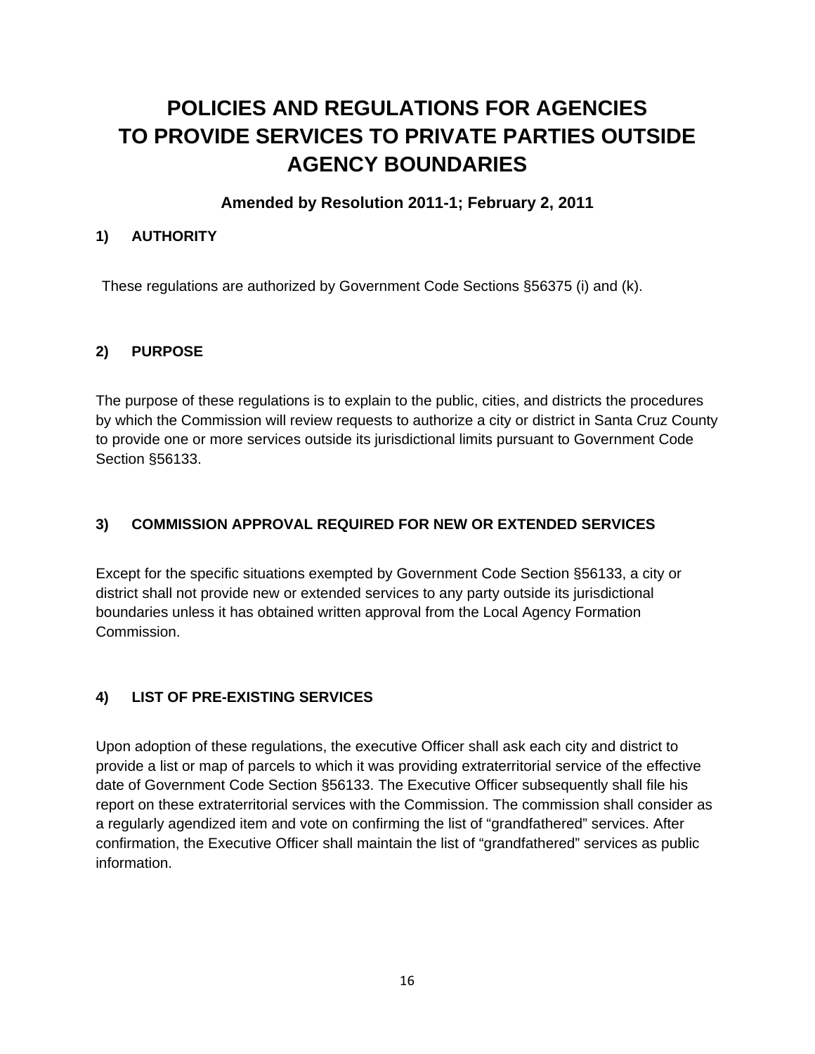# POLICIES AND REGULATIONS FOR AGENCIES TO PROVIDE SERVICES TO PRIVATE PARTIES OUTSIDE AGENCY BOUNDARIES

**Amended by Resolution 2011-1; February 2, 2011**

## 1) AUTHORITY

These regulations are authorized by Government Code Sections §56375 (i) and (k).

## 2) PURPOSE

The purpose of these regulations is to explain to the public, cities, and districts the procedures by which the Commission will review requests to authorize a city or district in Santa Cruz County to provide one or more services outside its jurisdictional limits pursuant to Government Code Section §56133.

## 3) COMMISSION APPROVAL REQUIRED FOR NEW OR EXTENDED SERVICES

Except for the specific situations exempted by Government Code Section §56133, a city or district shall not provide new or extended services to any party outside its jurisdictional boundaries unless it has obtained written approval from the Local Agency Formation Commission.

## 4) LIST OF PRE-EXISTING SERVICES

Upon adoption of these regulations, the executive Officer shall ask each city and district to provide a list or map of parcels to which it was providing extraterritorial service of the effective date of Government Code Section §56133. The Executive Officer subsequently shall file his report on these extraterritorial services with the Commission. The commission shall consider as a regularly agendized item and vote on confirming the list of "grandfathered" services. After confirmation, the Executive Officer shall maintain the list of "grandfathered" services as public information.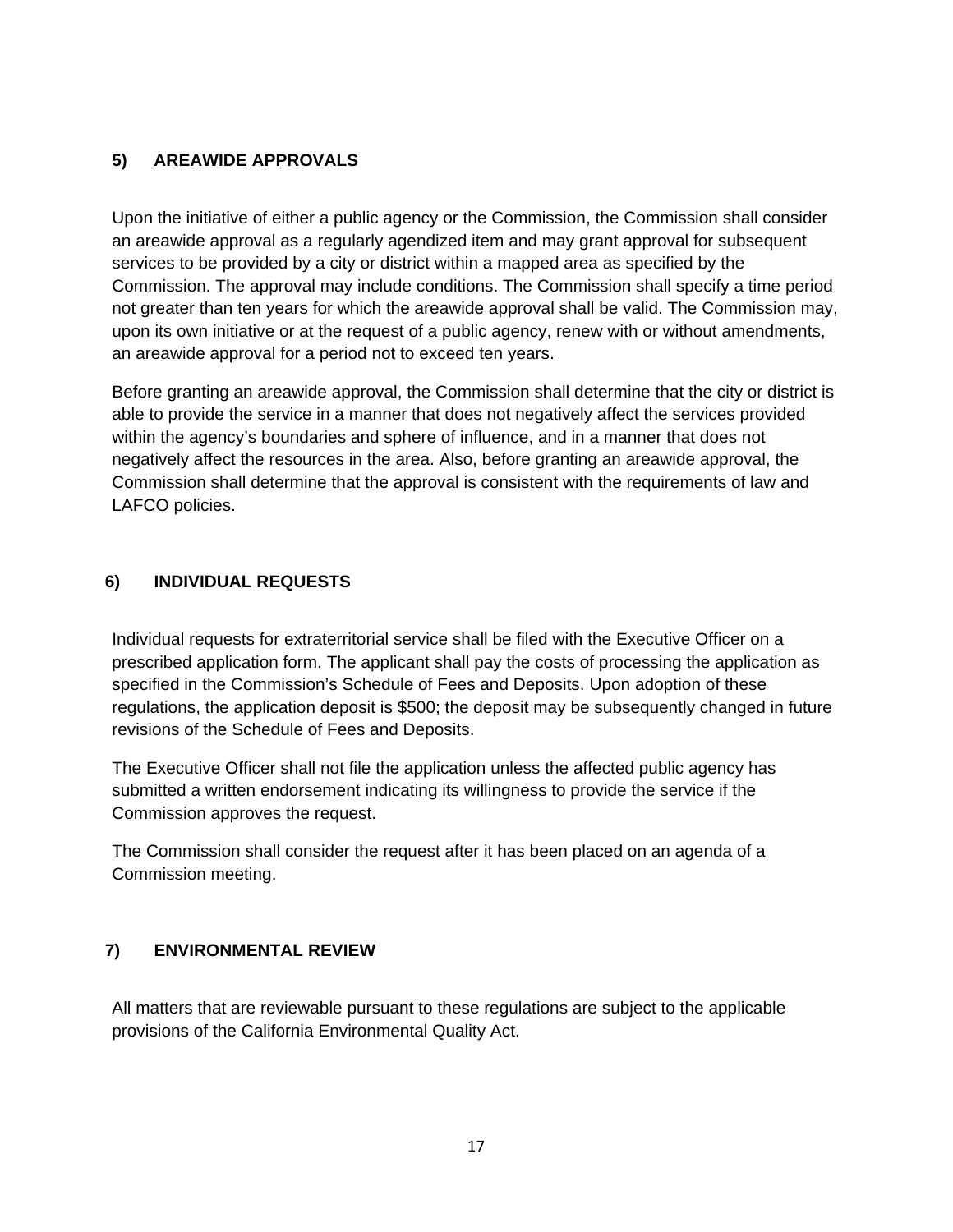## 5) AREAWIDE APPROVALS

Upon the initiative of either a public agency or the Commission, the Commission shall consider an areawide approval as a regularly agendized item and may grant approval for subsequent services to be provided by a city or district within a mapped area as specified by the Commission. The approval may include conditions. The Commission shall specify a time period not greater than ten years for which the areawide approval shall be valid. The Commission may, upon its own initiative or at the request of a public agency, renew with or without amendments, an areawide approval for a period not to exceed ten years.

Before granting an areawide approval, the Commission shall determine that the city or district is able to provide the service in a manner that does not negatively affect the services provided within the agency's boundaries and sphere of influence, and in a manner that does not negatively affect the resources in the area. Also, before granting an areawide approval, the Commission shall determine that the approval is consistent with the requirements of law and LAFCO policies.

## 6) INDIVIDUAL REQUESTS

Individual requests for extraterritorial service shall be filed with the Executive Officer on a prescribed application form. The applicant shall pay the costs of processing the application as specified in the Commission's Schedule of Fees and Deposits. Upon adoption of these regulations, the application deposit is $500; the deposit may be subsequently changed in future revisions of the Schedule of Fees and Deposits.

The Executive Officer shall not file the application unless the affected public agency has submitted a written endorsement indicating its willingness to provide the service if the Commission approves the request.

The Commission shall consider the request after it has been placed on an agenda of a Commission meeting.

## 7) ENVIRONMENTAL REVIEW

All matters that are reviewable pursuant to these regulations are subject to the applicable provisions of the California Environmental Quality Act.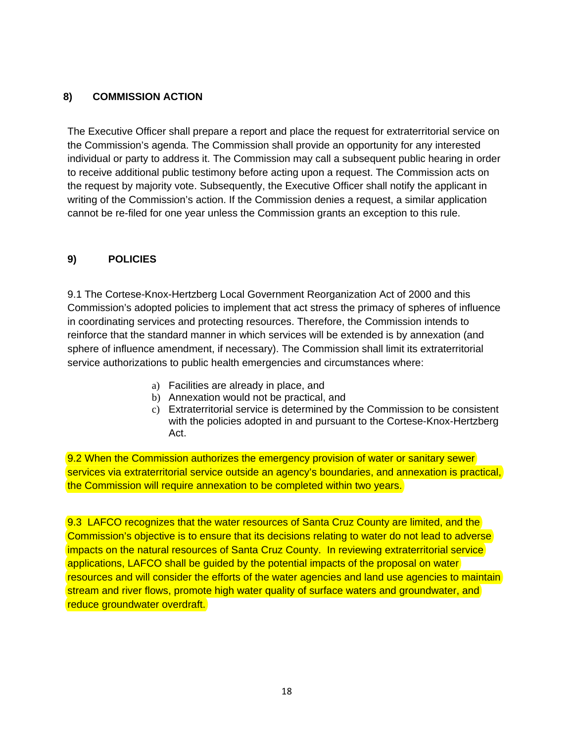## 8) COMMISSION ACTION

The Executive Officer shall prepare a report and place the request for extraterritorial service on the Commission's agenda. The Commission shall provide an opportunity for any interested individual or party to address it. The Commission may call a subsequent public hearing in order to receive additional public testimony before acting upon a request. The Commission acts on the request by majority vote. Subsequently, the Executive Officer shall notify the applicant in writing of the Commission's action. If the Commission denies a request, a similar application cannot be re-filed for one year unless the Commission grants an exception to this rule.

## 9) POLICIES

9.1 The Cortese-Knox-Hertzberg Local Government Reorganization Act of 2000 and this Commission's adopted policies to implement that act stress the primacy of spheres of influence in coordinating services and protecting resources. Therefore, the Commission intends to reinforce that the standard manner in which services will be extended is by annexation (and sphere of influence amendment, if necessary). The Commission shall limit its extraterritorial service authorizations to public health emergencies and circumstances where:

a) Facilities are already in place, and
b) Annexation would not be practical, and
c) Extraterritorial service is determined by the Commission to be consistent with the policies adopted in and pursuant to the Cortese-Knox-Hertzberg Act.

9.2 When the Commission authorizes the emergency provision of water or sanitary sewer services via extraterritorial service outside an agency's boundaries, and annexation is practical, the Commission will require annexation to be completed within two years.

9.3 LAFCO recognizes that the water resources of Santa Cruz County are limited, and the Commission's objective is to ensure that its decisions relating to water do not lead to adverse impacts on the natural resources of Santa Cruz County. In reviewing extraterritorial service applications, LAFCO shall be guided by the potential impacts of the proposal on water resources and will consider the efforts of the water agencies and land use agencies to maintain stream and river flows, promote high water quality of surface waters and groundwater, and reduce groundwater overdraft.